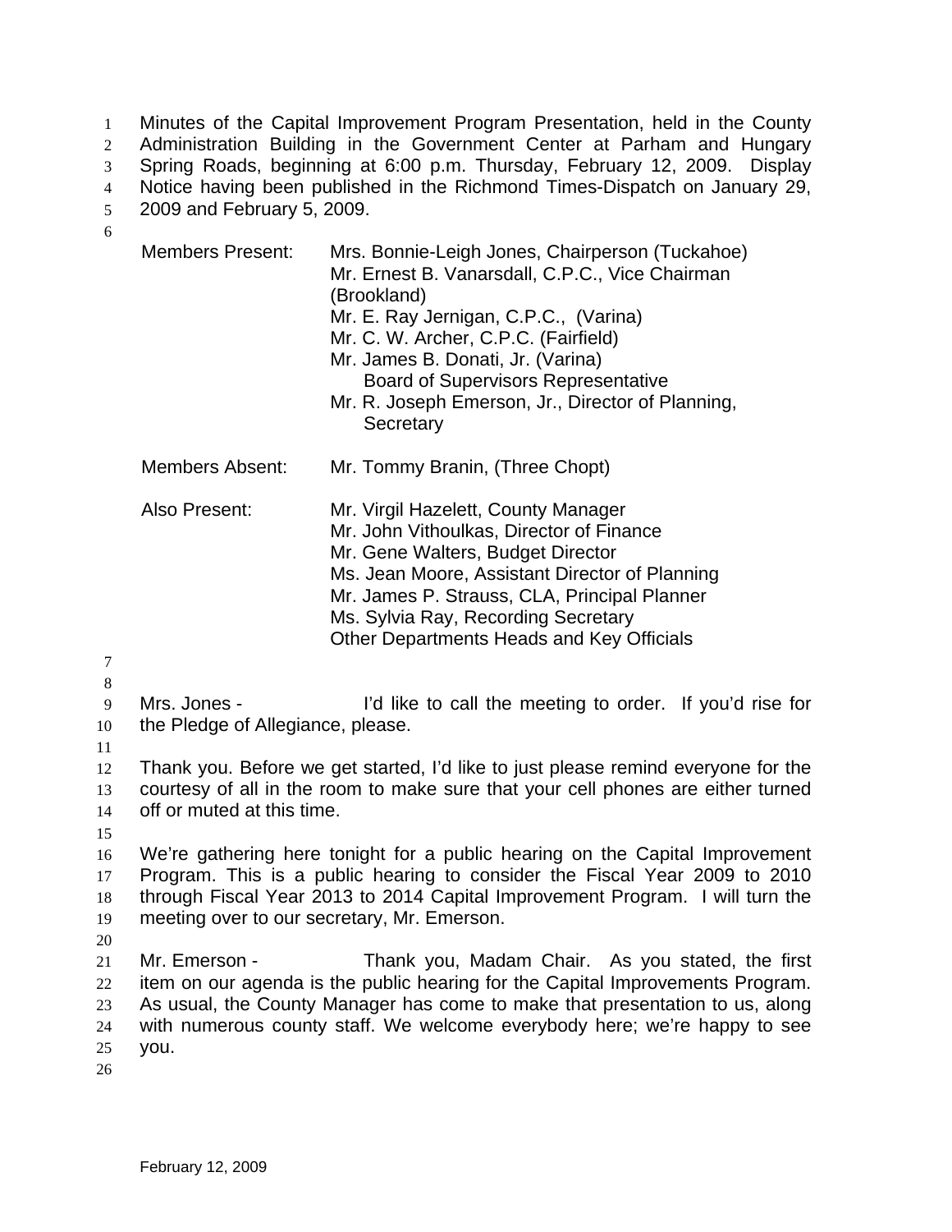Minutes of the Capital Improvement Program Presentation, held in the County Administration Building in the Government Center at Parham and Hungary Spring Roads, beginning at 6:00 p.m. Thursday, February 12, 2009. Display Notice having been published in the Richmond Times-Dispatch on January 29, 2009 and February 5, 2009.

| | |
|---|---|
| Members Present: | Mrs. Bonnie-Leigh Jones, Chairperson (Tuckahoe)<br>Mr. Ernest B. Vanarsdall, C.P.C., Vice Chairman (Brookland)<br>Mr. E. Ray Jernigan, C.P.C., (Varina)<br>Mr. C. W. Archer, C.P.C. (Fairfield)<br>Mr. James B. Donati, Jr. (Varina)<br>Board of Supervisors Representative<br>Mr. R. Joseph Emerson, Jr., Director of Planning, Secretary |
| Members Absent: | Mr. Tommy Branin, (Three Chopt) |
| Also Present: | Mr. Virgil Hazelett, County Manager<br>Mr. John Vithoulkas, Director of Finance<br>Mr. Gene Walters, Budget Director<br>Ms. Jean Moore, Assistant Director of Planning<br>Mr. James P. Strauss, CLA, Principal Planner<br>Ms. Sylvia Ray, Recording Secretary<br>Other Departments Heads and Key Officials |

Mrs. Jones - I'd like to call the meeting to order. If you'd rise for the Pledge of Allegiance, please.

Thank you. Before we get started, I'd like to just please remind everyone for the courtesy of all in the room to make sure that your cell phones are either turned off or muted at this time.

We're gathering here tonight for a public hearing on the Capital Improvement Program. This is a public hearing to consider the Fiscal Year 2009 to 2010 through Fiscal Year 2013 to 2014 Capital Improvement Program. I will turn the meeting over to our secretary, Mr. Emerson.

Mr. Emerson - Thank you, Madam Chair. As you stated, the first item on our agenda is the public hearing for the Capital Improvements Program. As usual, the County Manager has come to make that presentation to us, along with numerous county staff. We welcome everybody here; we're happy to see you.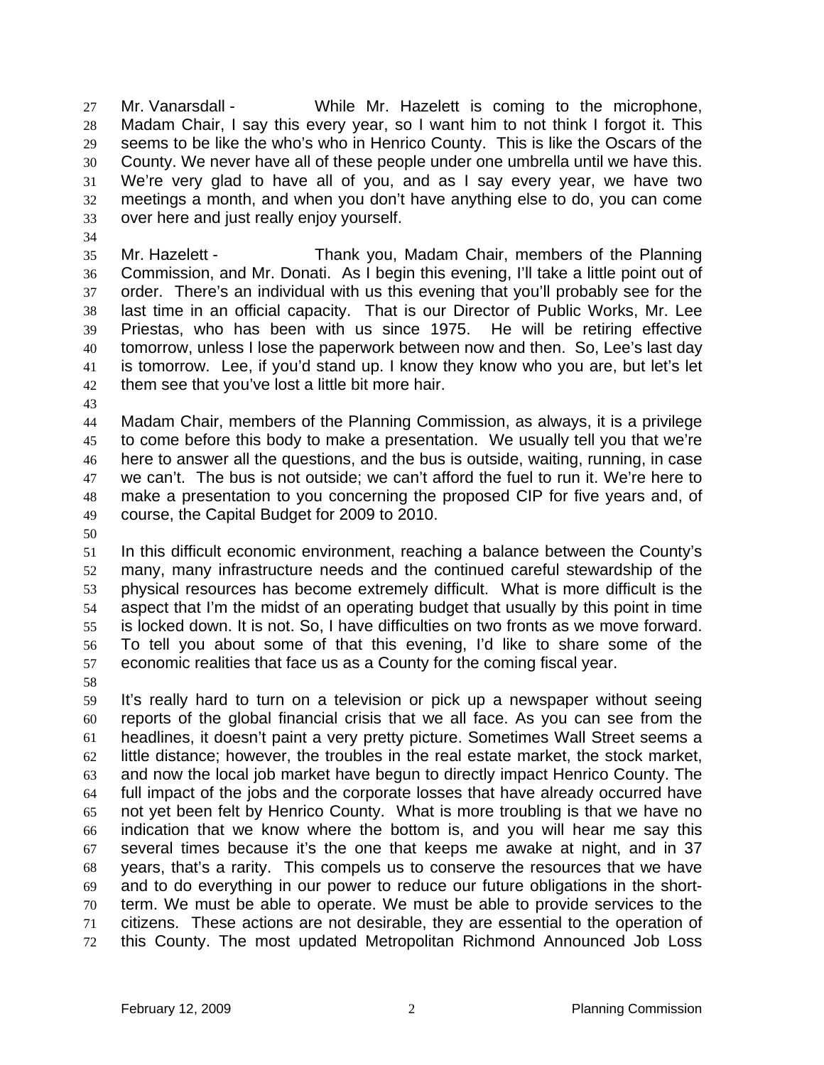Mr. Vanarsdall - While Mr. Hazelett is coming to the microphone, Madam Chair, I say this every year, so I want him to not think I forgot it. This seems to be like the who's who in Henrico County. This is like the Oscars of the County. We never have all of these people under one umbrella until we have this. We're very glad to have all of you, and as I say every year, we have two meetings a month, and when you don't have anything else to do, you can come over here and just really enjoy yourself.

Mr. Hazelett - Thank you, Madam Chair, members of the Planning Commission, and Mr. Donati. As I begin this evening, I'll take a little point out of order. There's an individual with us this evening that you'll probably see for the last time in an official capacity. That is our Director of Public Works, Mr. Lee Priestas, who has been with us since 1975. He will be retiring effective tomorrow, unless I lose the paperwork between now and then. So, Lee's last day is tomorrow. Lee, if you'd stand up. I know they know who you are, but let's let them see that you've lost a little bit more hair.

Madam Chair, members of the Planning Commission, as always, it is a privilege to come before this body to make a presentation. We usually tell you that we're here to answer all the questions, and the bus is outside, waiting, running, in case we can't. The bus is not outside; we can't afford the fuel to run it. We're here to make a presentation to you concerning the proposed CIP for five years and, of course, the Capital Budget for 2009 to 2010.

In this difficult economic environment, reaching a balance between the County's many, many infrastructure needs and the continued careful stewardship of the physical resources has become extremely difficult. What is more difficult is the aspect that I'm the midst of an operating budget that usually by this point in time is locked down. It is not. So, I have difficulties on two fronts as we move forward. To tell you about some of that this evening, I'd like to share some of the economic realities that face us as a County for the coming fiscal year.

It's really hard to turn on a television or pick up a newspaper without seeing reports of the global financial crisis that we all face. As you can see from the headlines, it doesn't paint a very pretty picture. Sometimes Wall Street seems a little distance; however, the troubles in the real estate market, the stock market, and now the local job market have begun to directly impact Henrico County. The full impact of the jobs and the corporate losses that have already occurred have not yet been felt by Henrico County. What is more troubling is that we have no indication that we know where the bottom is, and you will hear me say this several times because it's the one that keeps me awake at night, and in 37 years, that's a rarity. This compels us to conserve the resources that we have and to do everything in our power to reduce our future obligations in the short-term. We must be able to operate. We must be able to provide services to the citizens. These actions are not desirable, they are essential to the operation of this County. The most updated Metropolitan Richmond Announced Job Loss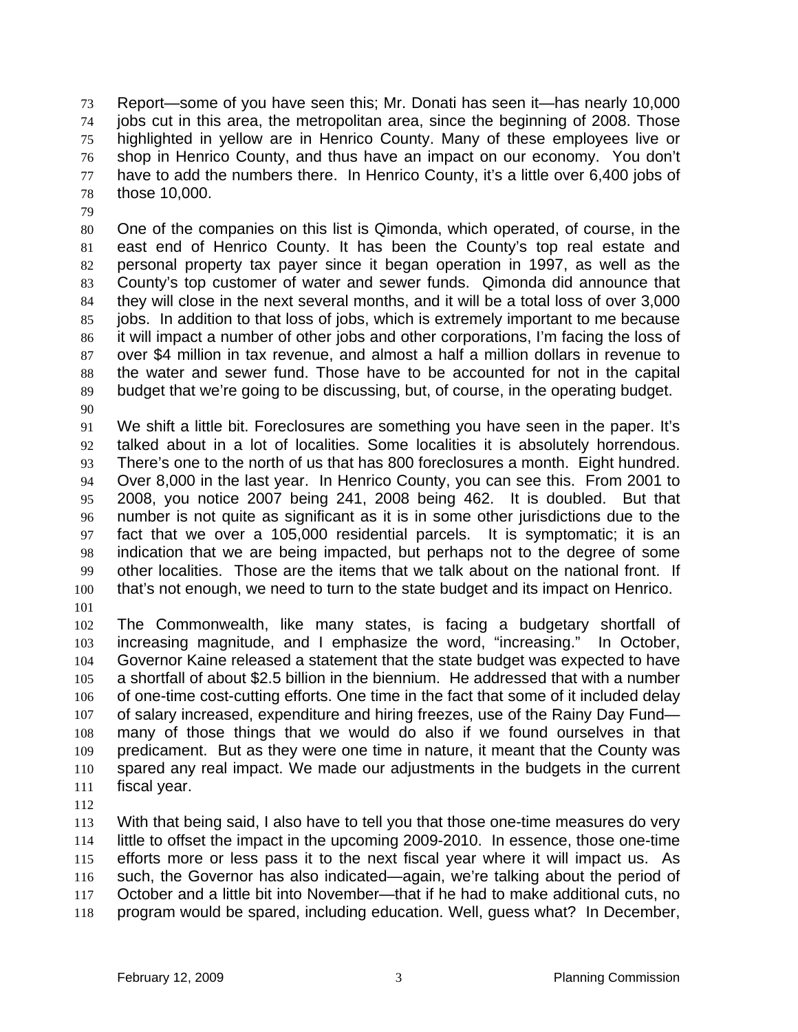Report—some of you have seen this; Mr. Donati has seen it—has nearly 10,000 jobs cut in this area, the metropolitan area, since the beginning of 2008. Those highlighted in yellow are in Henrico County. Many of these employees live or shop in Henrico County, and thus have an impact on our economy. You don't have to add the numbers there. In Henrico County, it's a little over 6,400 jobs of those 10,000.

One of the companies on this list is Qimonda, which operated, of course, in the east end of Henrico County. It has been the County's top real estate and personal property tax payer since it began operation in 1997, as well as the County's top customer of water and sewer funds. Qimonda did announce that they will close in the next several months, and it will be a total loss of over 3,000 jobs. In addition to that loss of jobs, which is extremely important to me because it will impact a number of other jobs and other corporations, I'm facing the loss of over $4 million in tax revenue, and almost a half a million dollars in revenue to the water and sewer fund. Those have to be accounted for not in the capital budget that we're going to be discussing, but, of course, in the operating budget.

We shift a little bit. Foreclosures are something you have seen in the paper. It's talked about in a lot of localities. Some localities it is absolutely horrendous. There's one to the north of us that has 800 foreclosures a month. Eight hundred. Over 8,000 in the last year. In Henrico County, you can see this. From 2001 to 2008, you notice 2007 being 241, 2008 being 462. It is doubled. But that number is not quite as significant as it is in some other jurisdictions due to the fact that we over a 105,000 residential parcels. It is symptomatic; it is an indication that we are being impacted, but perhaps not to the degree of some other localities. Those are the items that we talk about on the national front. If that's not enough, we need to turn to the state budget and its impact on Henrico.

The Commonwealth, like many states, is facing a budgetary shortfall of increasing magnitude, and I emphasize the word, "increasing." In October, Governor Kaine released a statement that the state budget was expected to have a shortfall of about $2.5 billion in the biennium. He addressed that with a number of one-time cost-cutting efforts. One time in the fact that some of it included delay of salary increased, expenditure and hiring freezes, use of the Rainy Day Fund—many of those things that we would do also if we found ourselves in that predicament. But as they were one time in nature, it meant that the County was spared any real impact. We made our adjustments in the budgets in the current fiscal year.

With that being said, I also have to tell you that those one-time measures do very little to offset the impact in the upcoming 2009-2010. In essence, those one-time efforts more or less pass it to the next fiscal year where it will impact us. As such, the Governor has also indicated—again, we're talking about the period of October and a little bit into November—that if he had to make additional cuts, no program would be spared, including education. Well, guess what? In December,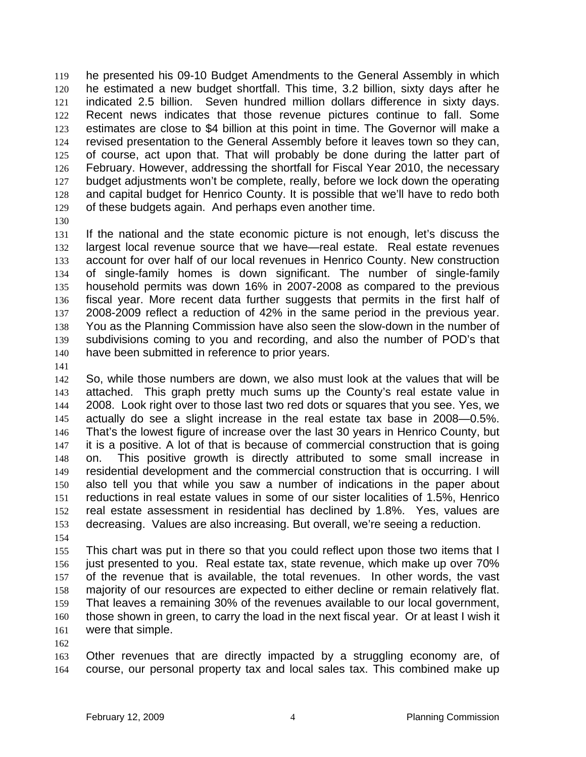he presented his 09-10 Budget Amendments to the General Assembly in which he estimated a new budget shortfall. This time, 3.2 billion, sixty days after he indicated 2.5 billion. Seven hundred million dollars difference in sixty days. Recent news indicates that those revenue pictures continue to fall. Some estimates are close to $4 billion at this point in time. The Governor will make a revised presentation to the General Assembly before it leaves town so they can, of course, act upon that. That will probably be done during the latter part of February. However, addressing the shortfall for Fiscal Year 2010, the necessary budget adjustments won't be complete, really, before we lock down the operating and capital budget for Henrico County. It is possible that we'll have to redo both of these budgets again. And perhaps even another time.

If the national and the state economic picture is not enough, let's discuss the largest local revenue source that we have—real estate. Real estate revenues account for over half of our local revenues in Henrico County. New construction of single-family homes is down significant. The number of single-family household permits was down 16% in 2007-2008 as compared to the previous fiscal year. More recent data further suggests that permits in the first half of 2008-2009 reflect a reduction of 42% in the same period in the previous year. You as the Planning Commission have also seen the slow-down in the number of subdivisions coming to you and recording, and also the number of POD's that have been submitted in reference to prior years.

So, while those numbers are down, we also must look at the values that will be attached. This graph pretty much sums up the County's real estate value in 2008. Look right over to those last two red dots or squares that you see. Yes, we actually do see a slight increase in the real estate tax base in 2008—0.5%. That's the lowest figure of increase over the last 30 years in Henrico County, but it is a positive. A lot of that is because of commercial construction that is going on. This positive growth is directly attributed to some small increase in residential development and the commercial construction that is occurring. I will also tell you that while you saw a number of indications in the paper about reductions in real estate values in some of our sister localities of 1.5%, Henrico real estate assessment in residential has declined by 1.8%. Yes, values are decreasing. Values are also increasing. But overall, we're seeing a reduction.

This chart was put in there so that you could reflect upon those two items that I just presented to you. Real estate tax, state revenue, which make up over 70% of the revenue that is available, the total revenues. In other words, the vast majority of our resources are expected to either decline or remain relatively flat. That leaves a remaining 30% of the revenues available to our local government, those shown in green, to carry the load in the next fiscal year. Or at least I wish it were that simple.

Other revenues that are directly impacted by a struggling economy are, of course, our personal property tax and local sales tax. This combined make up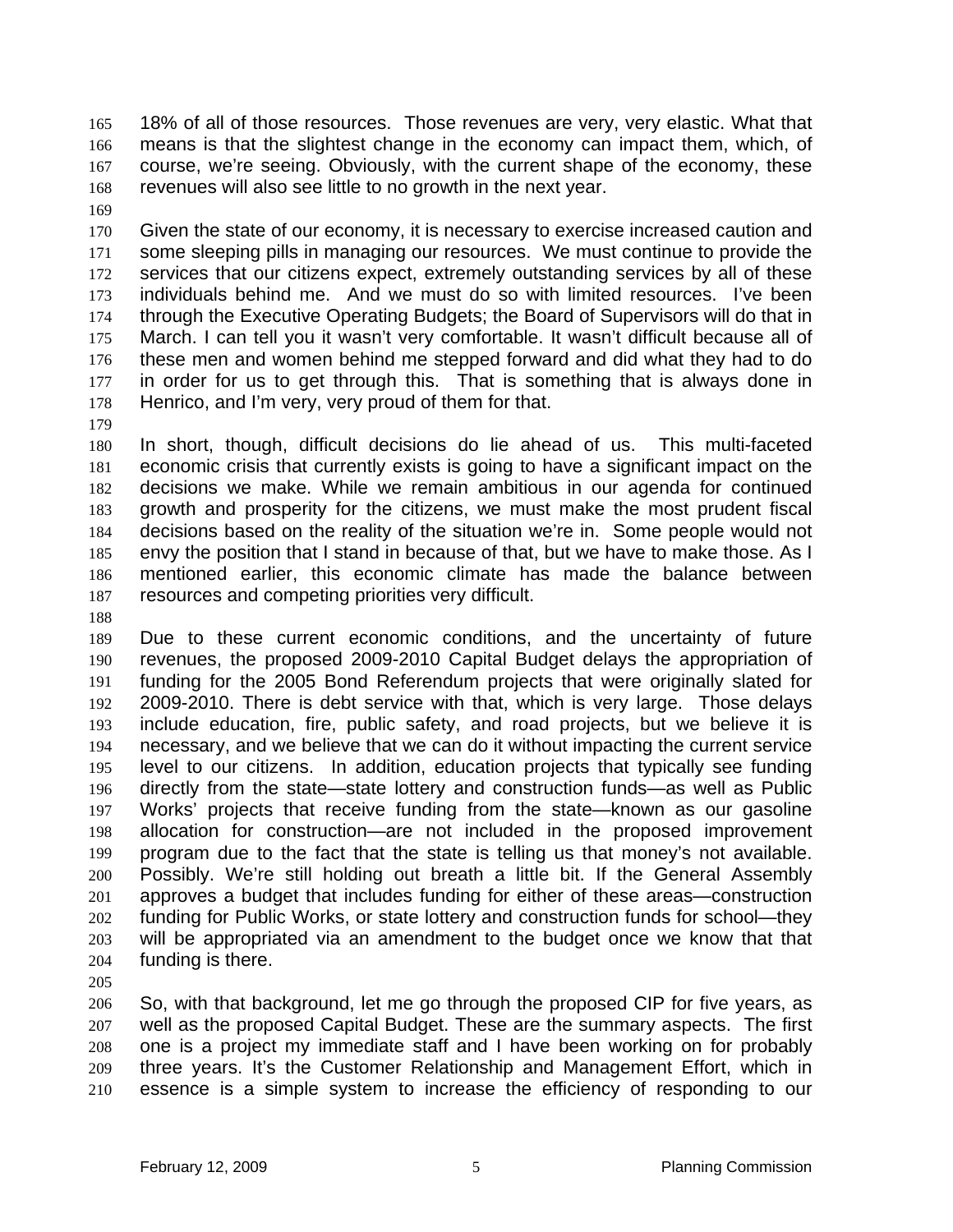18% of all of those resources. Those revenues are very, very elastic. What that means is that the slightest change in the economy can impact them, which, of course, we're seeing. Obviously, with the current shape of the economy, these revenues will also see little to no growth in the next year.

Given the state of our economy, it is necessary to exercise increased caution and some sleeping pills in managing our resources. We must continue to provide the services that our citizens expect, extremely outstanding services by all of these individuals behind me. And we must do so with limited resources. I've been through the Executive Operating Budgets; the Board of Supervisors will do that in March. I can tell you it wasn't very comfortable. It wasn't difficult because all of these men and women behind me stepped forward and did what they had to do in order for us to get through this. That is something that is always done in Henrico, and I'm very, very proud of them for that.

In short, though, difficult decisions do lie ahead of us. This multi-faceted economic crisis that currently exists is going to have a significant impact on the decisions we make. While we remain ambitious in our agenda for continued growth and prosperity for the citizens, we must make the most prudent fiscal decisions based on the reality of the situation we're in. Some people would not envy the position that I stand in because of that, but we have to make those. As I mentioned earlier, this economic climate has made the balance between resources and competing priorities very difficult.

Due to these current economic conditions, and the uncertainty of future revenues, the proposed 2009-2010 Capital Budget delays the appropriation of funding for the 2005 Bond Referendum projects that were originally slated for 2009-2010. There is debt service with that, which is very large. Those delays include education, fire, public safety, and road projects, but we believe it is necessary, and we believe that we can do it without impacting the current service level to our citizens. In addition, education projects that typically see funding directly from the state—state lottery and construction funds—as well as Public Works' projects that receive funding from the state—known as our gasoline allocation for construction—are not included in the proposed improvement program due to the fact that the state is telling us that money's not available. Possibly. We're still holding out breath a little bit. If the General Assembly approves a budget that includes funding for either of these areas—construction funding for Public Works, or state lottery and construction funds for school—they will be appropriated via an amendment to the budget once we know that that funding is there.

So, with that background, let me go through the proposed CIP for five years, as well as the proposed Capital Budget. These are the summary aspects. The first one is a project my immediate staff and I have been working on for probably three years. It's the Customer Relationship and Management Effort, which in essence is a simple system to increase the efficiency of responding to our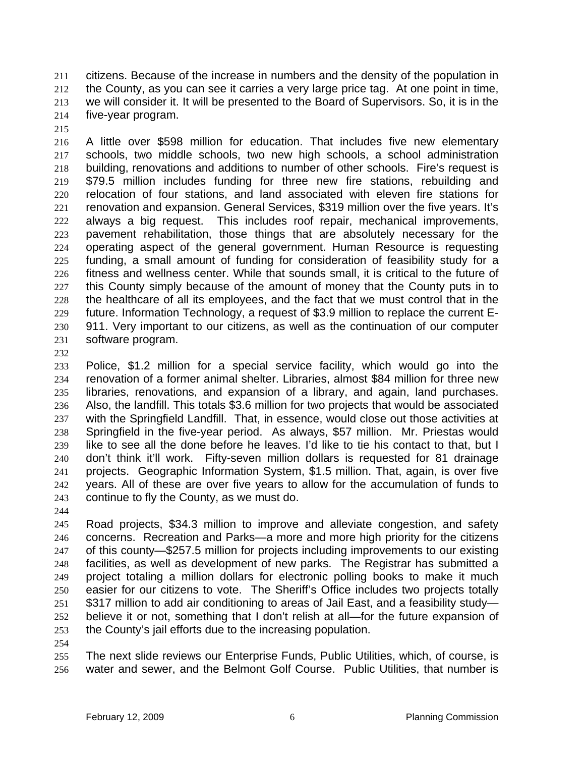citizens. Because of the increase in numbers and the density of the population in the County, as you can see it carries a very large price tag. At one point in time, we will consider it. It will be presented to the Board of Supervisors. So, it is in the five-year program.

A little over $598 million for education. That includes five new elementary schools, two middle schools, two new high schools, a school administration building, renovations and additions to number of other schools. Fire's request is $79.5 million includes funding for three new fire stations, rebuilding and relocation of four stations, and land associated with eleven fire stations for renovation and expansion. General Services, $319 million over the five years. It's always a big request. This includes roof repair, mechanical improvements, pavement rehabilitation, those things that are absolutely necessary for the operating aspect of the general government. Human Resource is requesting funding, a small amount of funding for consideration of feasibility study for a fitness and wellness center. While that sounds small, it is critical to the future of this County simply because of the amount of money that the County puts in to the healthcare of all its employees, and the fact that we must control that in the future. Information Technology, a request of $3.9 million to replace the current E-911. Very important to our citizens, as well as the continuation of our computer software program.

Police, $1.2 million for a special service facility, which would go into the renovation of a former animal shelter. Libraries, almost $84 million for three new libraries, renovations, and expansion of a library, and again, land purchases. Also, the landfill. This totals $3.6 million for two projects that would be associated with the Springfield Landfill. That, in essence, would close out those activities at Springfield in the five-year period. As always, $57 million. Mr. Priestas would like to see all the done before he leaves. I'd like to tie his contact to that, but I don't think it'll work. Fifty-seven million dollars is requested for 81 drainage projects. Geographic Information System, $1.5 million. That, again, is over five years. All of these are over five years to allow for the accumulation of funds to continue to fly the County, as we must do.

Road projects, $34.3 million to improve and alleviate congestion, and safety concerns. Recreation and Parks—a more and more high priority for the citizens of this county—$257.5 million for projects including improvements to our existing facilities, as well as development of new parks. The Registrar has submitted a project totaling a million dollars for electronic polling books to make it much easier for our citizens to vote. The Sheriff's Office includes two projects totally $317 million to add air conditioning to areas of Jail East, and a feasibility study—believe it or not, something that I don't relish at all—for the future expansion of the County's jail efforts due to the increasing population.

The next slide reviews our Enterprise Funds, Public Utilities, which, of course, is water and sewer, and the Belmont Golf Course. Public Utilities, that number is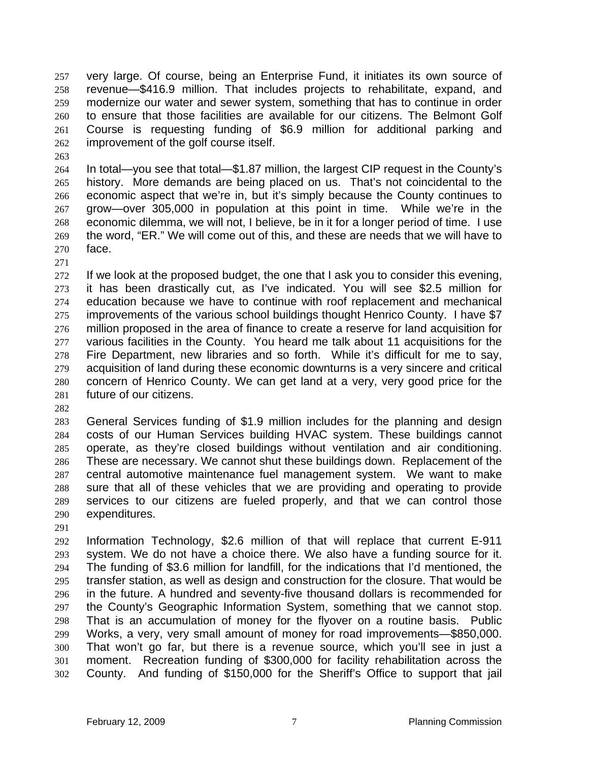very large. Of course, being an Enterprise Fund, it initiates its own source of revenue—$416.9 million. That includes projects to rehabilitate, expand, and modernize our water and sewer system, something that has to continue in order to ensure that those facilities are available for our citizens. The Belmont Golf Course is requesting funding of $6.9 million for additional parking and improvement of the golf course itself.

In total—you see that total—$1.87 million, the largest CIP request in the County's history. More demands are being placed on us. That's not coincidental to the economic aspect that we're in, but it's simply because the County continues to grow—over 305,000 in population at this point in time. While we're in the economic dilemma, we will not, I believe, be in it for a longer period of time. I use the word, "ER." We will come out of this, and these are needs that we will have to face.

If we look at the proposed budget, the one that I ask you to consider this evening, it has been drastically cut, as I've indicated. You will see $2.5 million for education because we have to continue with roof replacement and mechanical improvements of the various school buildings thought Henrico County. I have $7 million proposed in the area of finance to create a reserve for land acquisition for various facilities in the County. You heard me talk about 11 acquisitions for the Fire Department, new libraries and so forth. While it's difficult for me to say, acquisition of land during these economic downturns is a very sincere and critical concern of Henrico County. We can get land at a very, very good price for the future of our citizens.

General Services funding of $1.9 million includes for the planning and design costs of our Human Services building HVAC system. These buildings cannot operate, as they're closed buildings without ventilation and air conditioning. These are necessary. We cannot shut these buildings down. Replacement of the central automotive maintenance fuel management system. We want to make sure that all of these vehicles that we are providing and operating to provide services to our citizens are fueled properly, and that we can control those expenditures.

Information Technology, $2.6 million of that will replace that current E-911 system. We do not have a choice there. We also have a funding source for it. The funding of $3.6 million for landfill, for the indications that I'd mentioned, the transfer station, as well as design and construction for the closure. That would be in the future. A hundred and seventy-five thousand dollars is recommended for the County's Geographic Information System, something that we cannot stop. That is an accumulation of money for the flyover on a routine basis. Public Works, a very, very small amount of money for road improvements—$850,000. That won't go far, but there is a revenue source, which you'll see in just a moment. Recreation funding of $300,000 for facility rehabilitation across the County. And funding of $150,000 for the Sheriff's Office to support that jail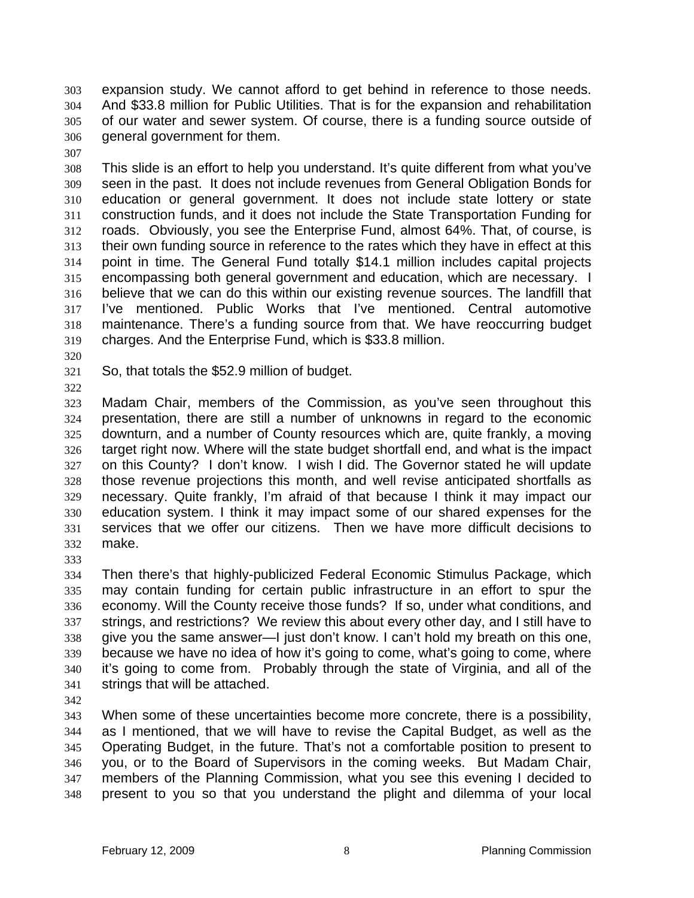expansion study. We cannot afford to get behind in reference to those needs. And $33.8 million for Public Utilities. That is for the expansion and rehabilitation of our water and sewer system. Of course, there is a funding source outside of general government for them.

This slide is an effort to help you understand. It's quite different from what you've seen in the past. It does not include revenues from General Obligation Bonds for education or general government. It does not include state lottery or state construction funds, and it does not include the State Transportation Funding for roads. Obviously, you see the Enterprise Fund, almost 64%. That, of course, is their own funding source in reference to the rates which they have in effect at this point in time. The General Fund totally $14.1 million includes capital projects encompassing both general government and education, which are necessary. I believe that we can do this within our existing revenue sources. The landfill that I've mentioned. Public Works that I've mentioned. Central automotive maintenance. There's a funding source from that. We have reoccurring budget charges. And the Enterprise Fund, which is $33.8 million.

So, that totals the $52.9 million of budget.

Madam Chair, members of the Commission, as you've seen throughout this presentation, there are still a number of unknowns in regard to the economic downturn, and a number of County resources which are, quite frankly, a moving target right now. Where will the state budget shortfall end, and what is the impact on this County? I don't know. I wish I did. The Governor stated he will update those revenue projections this month, and well revise anticipated shortfalls as necessary. Quite frankly, I'm afraid of that because I think it may impact our education system. I think it may impact some of our shared expenses for the services that we offer our citizens. Then we have more difficult decisions to make.

Then there's that highly-publicized Federal Economic Stimulus Package, which may contain funding for certain public infrastructure in an effort to spur the economy. Will the County receive those funds? If so, under what conditions, and strings, and restrictions? We review this about every other day, and I still have to give you the same answer—I just don't know. I can't hold my breath on this one, because we have no idea of how it's going to come, what's going to come, where it's going to come from. Probably through the state of Virginia, and all of the strings that will be attached.

When some of these uncertainties become more concrete, there is a possibility, as I mentioned, that we will have to revise the Capital Budget, as well as the Operating Budget, in the future. That's not a comfortable position to present to you, or to the Board of Supervisors in the coming weeks. But Madam Chair, members of the Planning Commission, what you see this evening I decided to present to you so that you understand the plight and dilemma of your local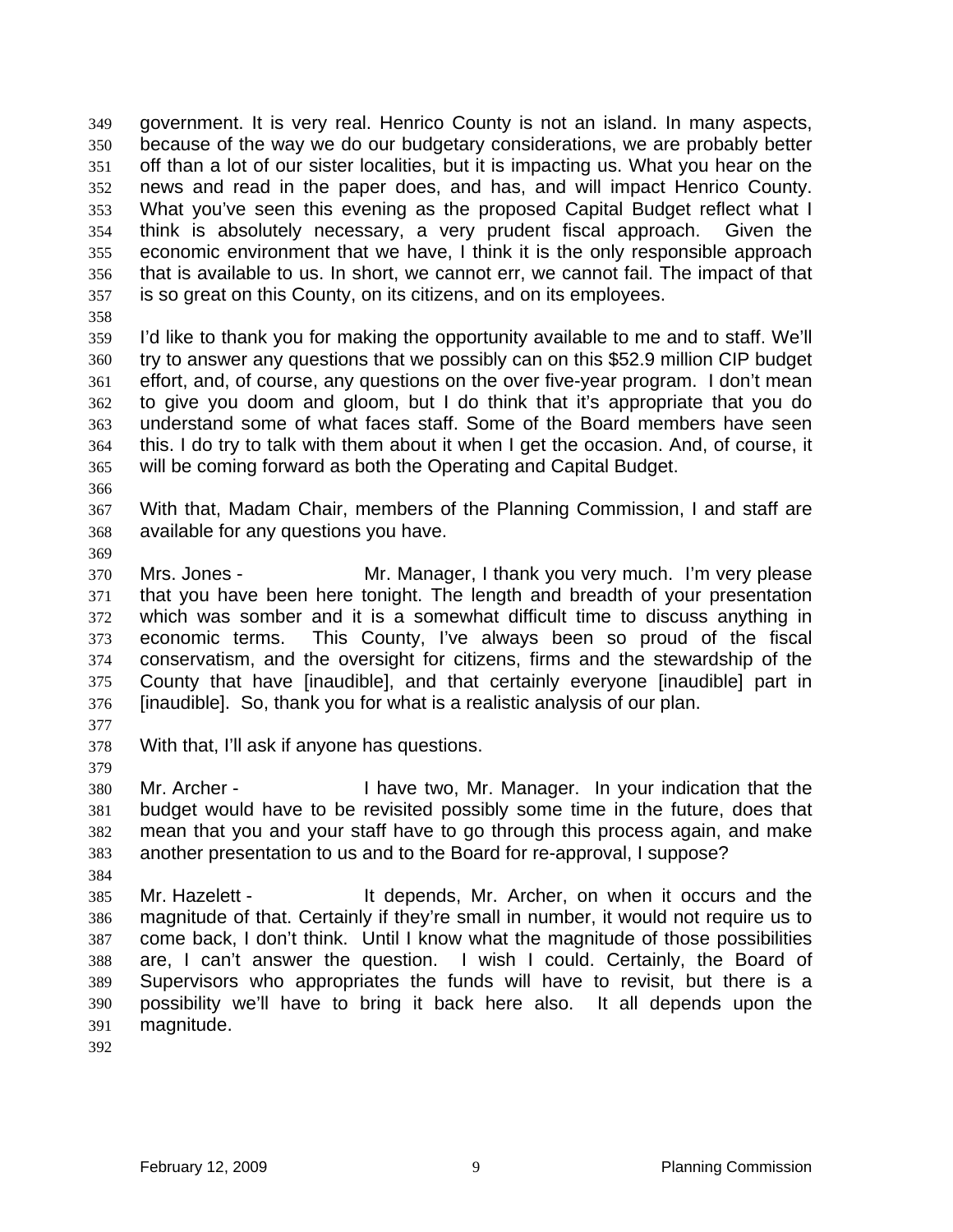government. It is very real. Henrico County is not an island. In many aspects, because of the way we do our budgetary considerations, we are probably better off than a lot of our sister localities, but it is impacting us. What you hear on the news and read in the paper does, and has, and will impact Henrico County. What you've seen this evening as the proposed Capital Budget reflect what I think is absolutely necessary, a very prudent fiscal approach. Given the economic environment that we have, I think it is the only responsible approach that is available to us. In short, we cannot err, we cannot fail. The impact of that is so great on this County, on its citizens, and on its employees.

I'd like to thank you for making the opportunity available to me and to staff. We'll try to answer any questions that we possibly can on this $52.9 million CIP budget effort, and, of course, any questions on the over five-year program. I don't mean to give you doom and gloom, but I do think that it's appropriate that you do understand some of what faces staff. Some of the Board members have seen this. I do try to talk with them about it when I get the occasion. And, of course, it will be coming forward as both the Operating and Capital Budget.

With that, Madam Chair, members of the Planning Commission, I and staff are available for any questions you have.

Mrs. Jones - Mr. Manager, I thank you very much. I'm very please that you have been here tonight. The length and breadth of your presentation which was somber and it is a somewhat difficult time to discuss anything in economic terms. This County, I've always been so proud of the fiscal conservatism, and the oversight for citizens, firms and the stewardship of the County that have [inaudible], and that certainly everyone [inaudible] part in [inaudible]. So, thank you for what is a realistic analysis of our plan.

With that, I'll ask if anyone has questions.

Mr. Archer - I have two, Mr. Manager. In your indication that the budget would have to be revisited possibly some time in the future, does that mean that you and your staff have to go through this process again, and make another presentation to us and to the Board for re-approval, I suppose?

Mr. Hazelett - It depends, Mr. Archer, on when it occurs and the magnitude of that. Certainly if they're small in number, it would not require us to come back, I don't think. Until I know what the magnitude of those possibilities are, I can't answer the question. I wish I could. Certainly, the Board of Supervisors who appropriates the funds will have to revisit, but there is a possibility we'll have to bring it back here also. It all depends upon the magnitude.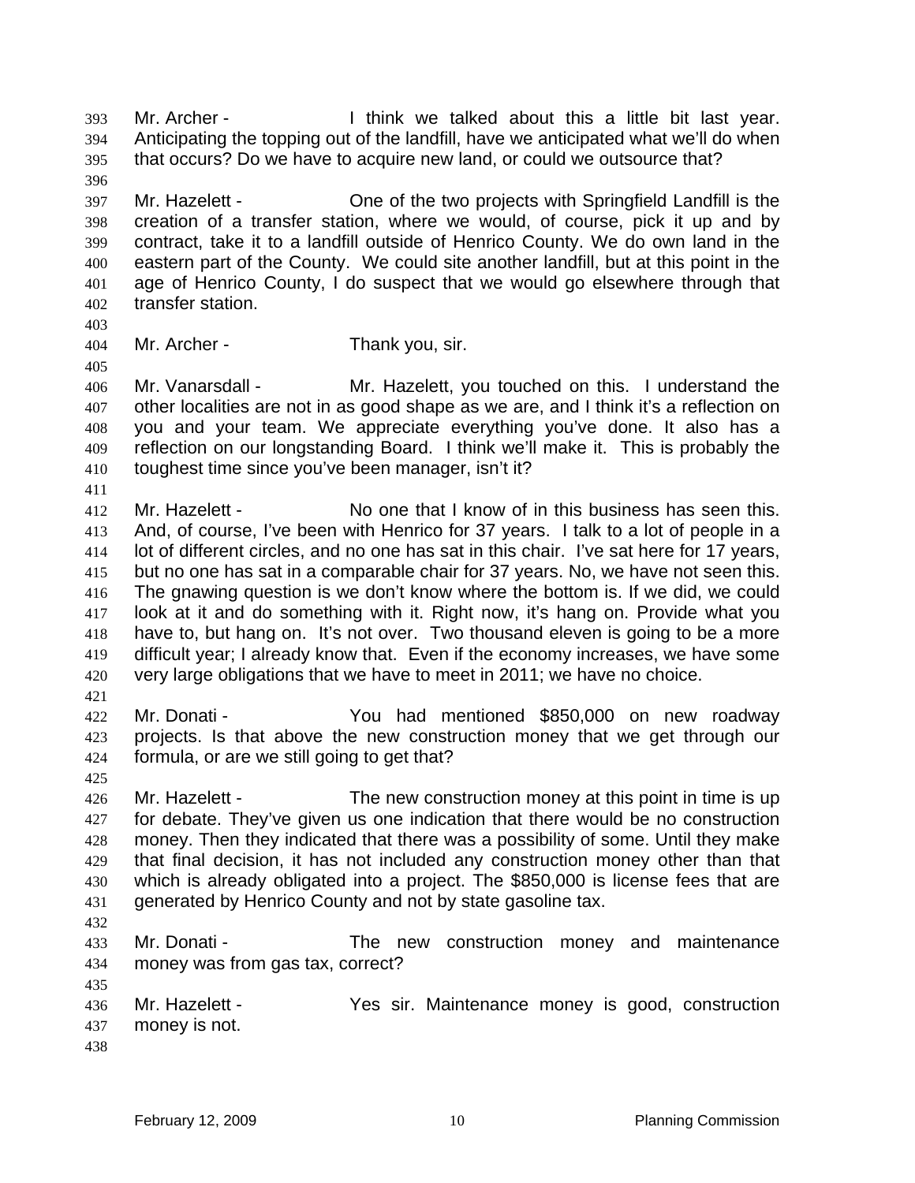Mr. Archer - I think we talked about this a little bit last year. Anticipating the topping out of the landfill, have we anticipated what we'll do when that occurs? Do we have to acquire new land, or could we outsource that?

Mr. Hazelett - One of the two projects with Springfield Landfill is the creation of a transfer station, where we would, of course, pick it up and by contract, take it to a landfill outside of Henrico County. We do own land in the eastern part of the County. We could site another landfill, but at this point in the age of Henrico County, I do suspect that we would go elsewhere through that transfer station.

Mr. Archer - Thank you, sir.

Mr. Vanarsdall - Mr. Hazelett, you touched on this. I understand the other localities are not in as good shape as we are, and I think it's a reflection on you and your team. We appreciate everything you've done. It also has a reflection on our longstanding Board. I think we'll make it. This is probably the toughest time since you've been manager, isn't it?

Mr. Hazelett - No one that I know of in this business has seen this. And, of course, I've been with Henrico for 37 years. I talk to a lot of people in a lot of different circles, and no one has sat in this chair. I've sat here for 17 years, but no one has sat in a comparable chair for 37 years. No, we have not seen this. The gnawing question is we don't know where the bottom is. If we did, we could look at it and do something with it. Right now, it's hang on. Provide what you have to, but hang on. It's not over. Two thousand eleven is going to be a more difficult year; I already know that. Even if the economy increases, we have some very large obligations that we have to meet in 2011; we have no choice.

Mr. Donati - You had mentioned $850,000 on new roadway projects. Is that above the new construction money that we get through our formula, or are we still going to get that?

Mr. Hazelett - The new construction money at this point in time is up for debate. They've given us one indication that there would be no construction money. Then they indicated that there was a possibility of some. Until they make that final decision, it has not included any construction money other than that which is already obligated into a project. The $850,000 is license fees that are generated by Henrico County and not by state gasoline tax.

Mr. Donati - The new construction money and maintenance money was from gas tax, correct?

Mr. Hazelett - Yes sir. Maintenance money is good, construction money is not.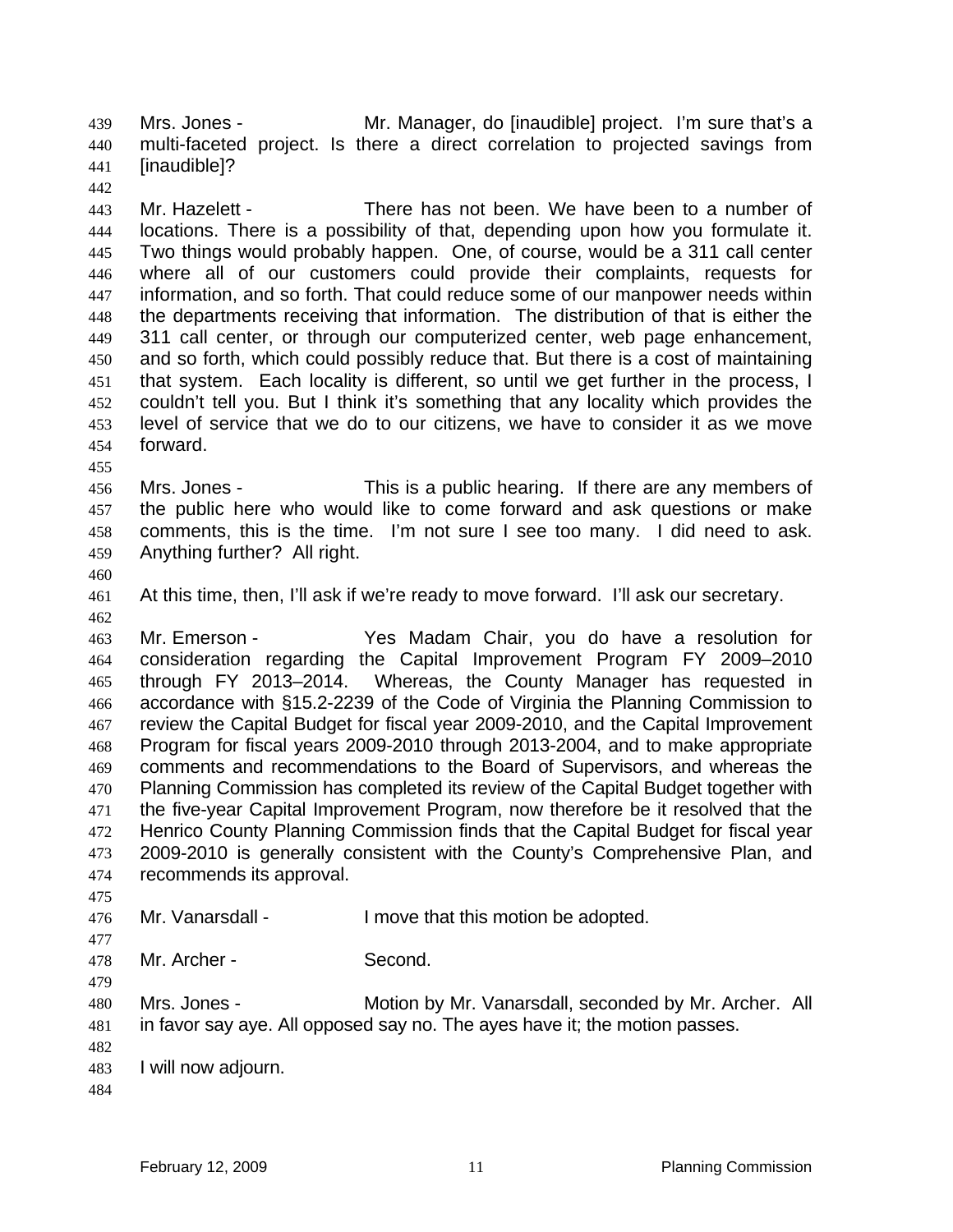Mrs. Jones - Mr. Manager, do [inaudible] project. I'm sure that's a multi-faceted project. Is there a direct correlation to projected savings from [inaudible]?

Mr. Hazelett - There has not been. We have been to a number of locations. There is a possibility of that, depending upon how you formulate it. Two things would probably happen. One, of course, would be a 311 call center where all of our customers could provide their complaints, requests for information, and so forth. That could reduce some of our manpower needs within the departments receiving that information. The distribution of that is either the 311 call center, or through our computerized center, web page enhancement, and so forth, which could possibly reduce that. But there is a cost of maintaining that system. Each locality is different, so until we get further in the process, I couldn't tell you. But I think it's something that any locality which provides the level of service that we do to our citizens, we have to consider it as we move forward.

Mrs. Jones - This is a public hearing. If there are any members of the public here who would like to come forward and ask questions or make comments, this is the time. I'm not sure I see too many. I did need to ask. Anything further? All right.

At this time, then, I'll ask if we're ready to move forward. I'll ask our secretary.

Mr. Emerson - Yes Madam Chair, you do have a resolution for consideration regarding the Capital Improvement Program FY 2009–2010 through FY 2013–2014. Whereas, the County Manager has requested in accordance with §15.2-2239 of the Code of Virginia the Planning Commission to review the Capital Budget for fiscal year 2009-2010, and the Capital Improvement Program for fiscal years 2009-2010 through 2013-2004, and to make appropriate comments and recommendations to the Board of Supervisors, and whereas the Planning Commission has completed its review of the Capital Budget together with the five-year Capital Improvement Program, now therefore be it resolved that the Henrico County Planning Commission finds that the Capital Budget for fiscal year 2009-2010 is generally consistent with the County's Comprehensive Plan, and recommends its approval.

Mr. Vanarsdall - I move that this motion be adopted.

Mr. Archer - Second.

Mrs. Jones - Motion by Mr. Vanarsdall, seconded by Mr. Archer. All in favor say aye. All opposed say no. The ayes have it; the motion passes.

I will now adjourn.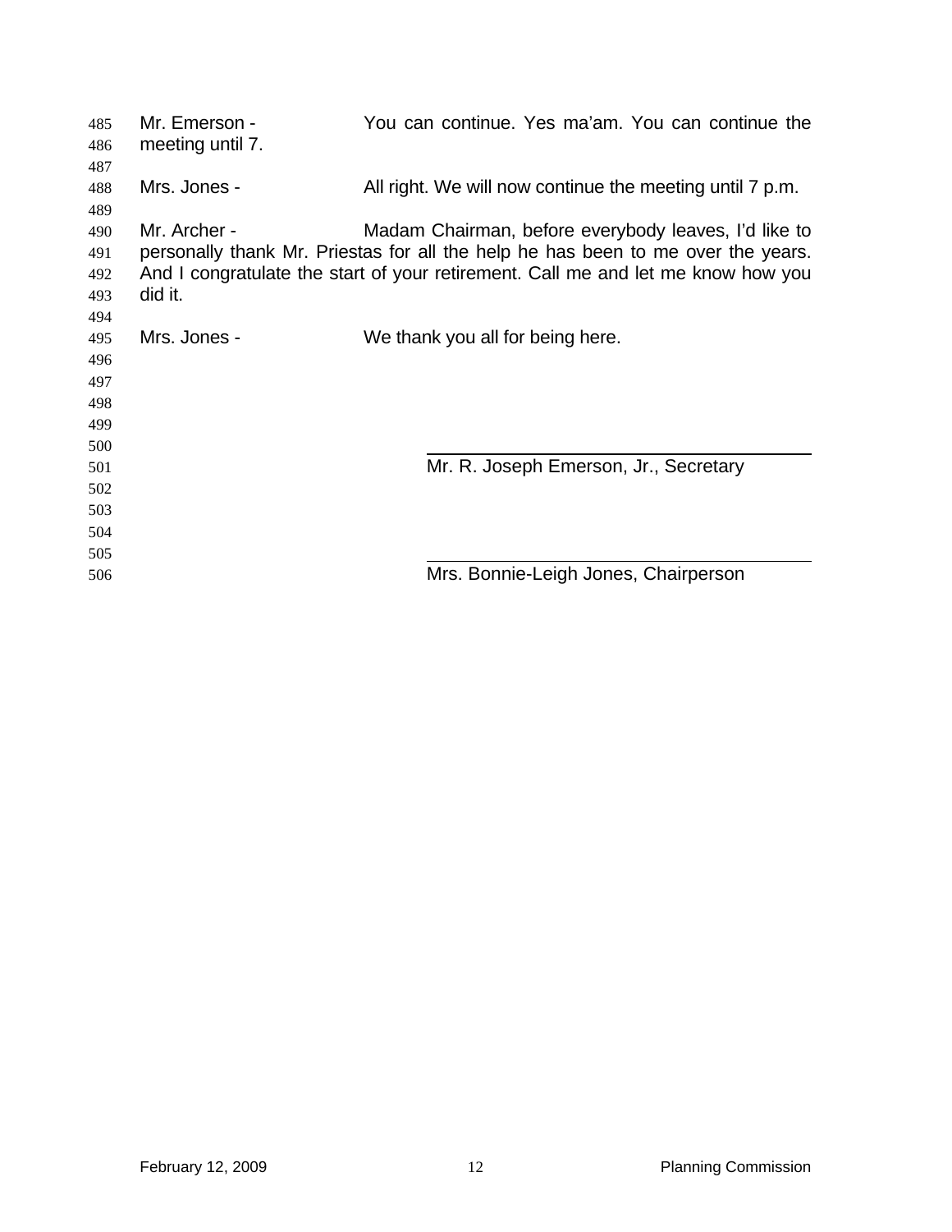Mr. Emerson - You can continue. Yes ma'am. You can continue the meeting until 7.

Mrs. Jones - All right. We will now continue the meeting until 7 p.m.

Mr. Archer - Madam Chairman, before everybody leaves, I'd like to personally thank Mr. Priestas for all the help he has been to me over the years. And I congratulate the start of your retirement. Call me and let me know how you did it.

Mrs. Jones - We thank you all for being here.

\_\_\_\_\_\_\_\_\_\_\_\_\_\_\_\_\_\_\_\_\_\_\_\_\_\_\_\_\_\_\_\_\_\_\_\_

Mr. R. Joseph Emerson, Jr., Secretary

\_\_\_\_\_\_\_\_\_\_\_\_\_\_\_\_\_\_\_\_\_\_\_\_\_\_\_\_\_\_\_\_\_\_\_\_

Mrs. Bonnie-Leigh Jones, Chairperson